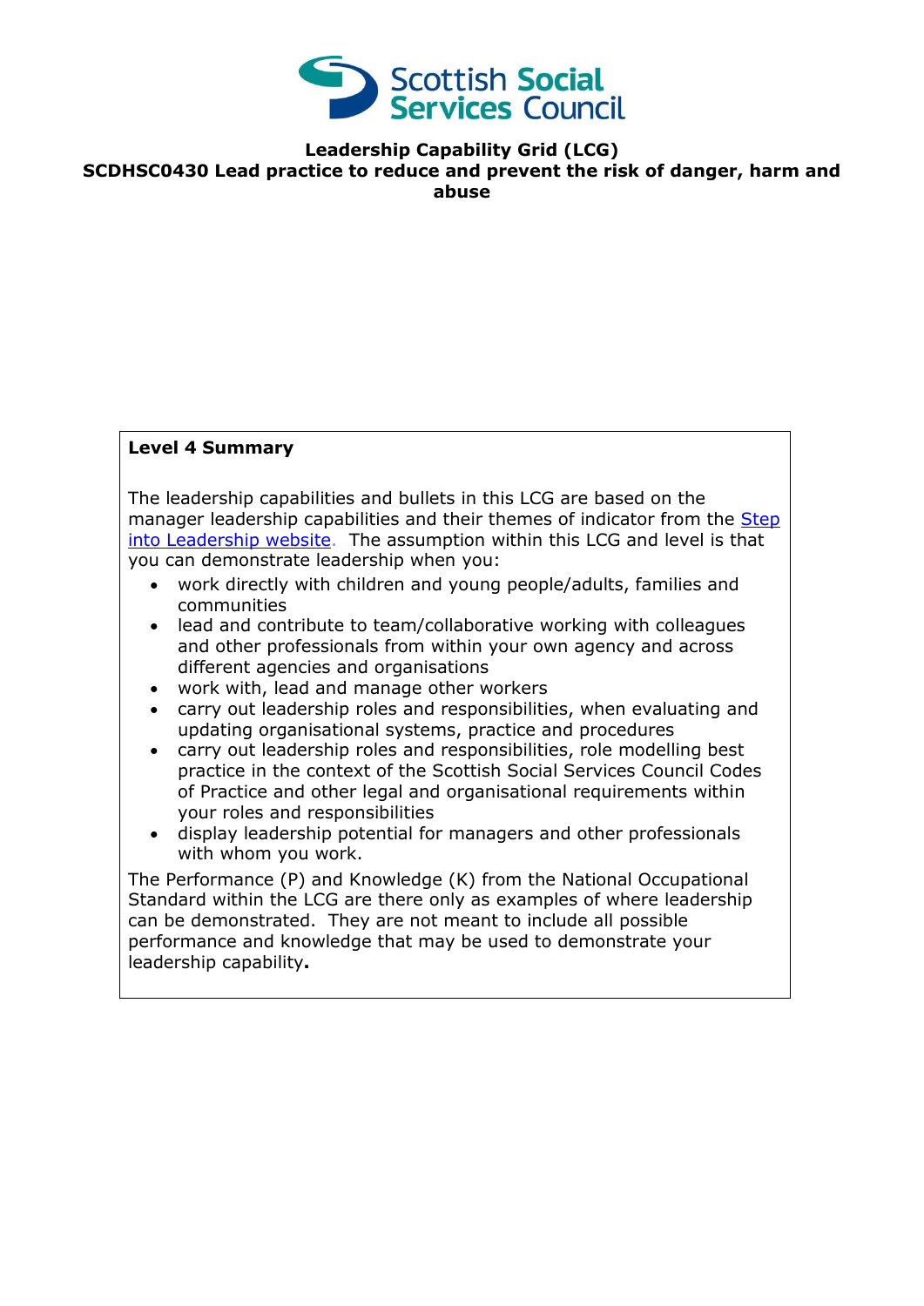Scottish Social Services Council

**Leadership Capability Grid (LCG)**

**SCDHSC0430 Lead practice to reduce and prevent the risk of danger, harm and abuse**

**Level 4 Summary**

The leadership capabilities and bullets in this LCG are based on the manager leadership capabilities and their themes of indicator from the [Step into Leadership website](). The assumption within this LCG and level is that you can demonstrate leadership when you:

- work directly with children and young people/adults, families and communities
- lead and contribute to team/collaborative working with colleagues and other professionals from within your own agency and across different agencies and organisations
- work with, lead and manage other workers
- carry out leadership roles and responsibilities, when evaluating and updating organisational systems, practice and procedures
- carry out leadership roles and responsibilities, role modelling best practice in the context of the Scottish Social Services Council Codes of Practice and other legal and organisational requirements within your roles and responsibilities
- display leadership potential for managers and other professionals with whom you work.

The Performance (P) and Knowledge (K) from the National Occupational Standard within the LCG are there only as examples of where leadership can be demonstrated. They are not meant to include all possible performance and knowledge that may be used to demonstrate your leadership capability**.**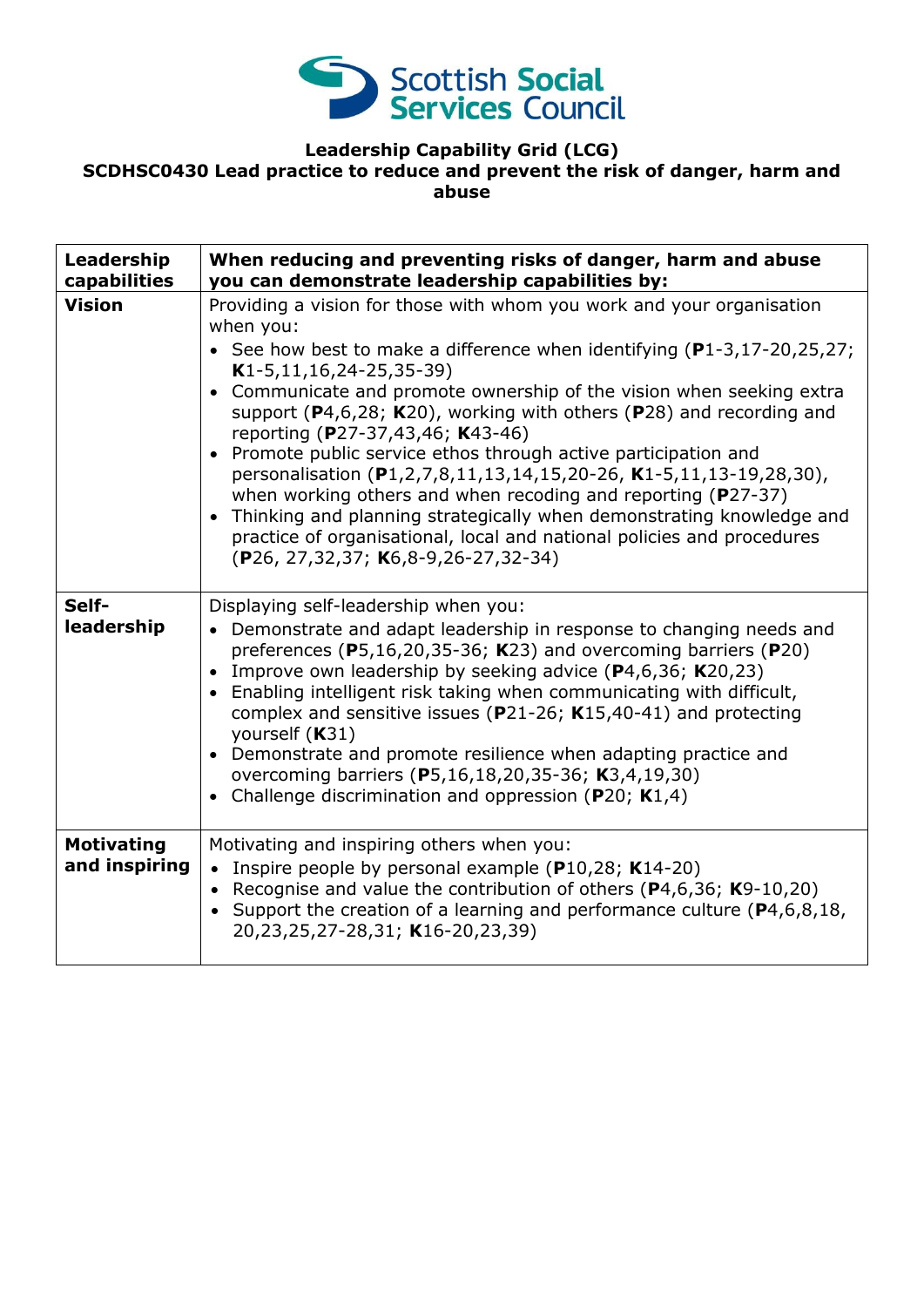Scottish Social Services Council

**Leadership Capability Grid (LCG)**
**SCDHSC0430 Lead practice to reduce and prevent the risk of danger, harm and abuse**

| **Leadership capabilities** | **When reducing and preventing risks of danger, harm and abuse you can demonstrate leadership capabilities by:** |
|---|---|
| **Vision** | Providing a vision for those with whom you work and your organisation when you:<br>• See how best to make a difference when identifying (**P**1-3,17-20,25,27; **K**1-5,11,16,24-25,35-39)<br>• Communicate and promote ownership of the vision when seeking extra support (**P**4,6,28; **K**20), working with others (**P**28) and recording and reporting (**P**27-37,43,46; **K**43-46)<br>• Promote public service ethos through active participation and personalisation (**P**1,2,7,8,11,13,14,15,20-26, **K**1-5,11,13-19,28,30), when working others and when recoding and reporting (**P**27-37)<br>• Thinking and planning strategically when demonstrating knowledge and practice of organisational, local and national policies and procedures (**P**26, 27,32,37; **K**6,8-9,26-27,32-34) |
| **Self-leadership** | Displaying self-leadership when you:<br>• Demonstrate and adapt leadership in response to changing needs and preferences (**P**5,16,20,35-36; **K**23) and overcoming barriers (**P**20)<br>• Improve own leadership by seeking advice (**P**4,6,36; **K**20,23)<br>• Enabling intelligent risk taking when communicating with difficult, complex and sensitive issues (**P**21-26; **K**15,40-41) and protecting yourself (**K**31)<br>• Demonstrate and promote resilience when adapting practice and overcoming barriers (**P**5,16,18,20,35-36; **K**3,4,19,30)<br>• Challenge discrimination and oppression (**P**20; **K**1,4) |
| **Motivating and inspiring** | Motivating and inspiring others when you:<br>• Inspire people by personal example (**P**10,28; **K**14-20)<br>• Recognise and value the contribution of others (**P**4,6,36; **K**9-10,20)<br>• Support the creation of a learning and performance culture (**P**4,6,8,18, 20,23,25,27-28,31; **K**16-20,23,39) |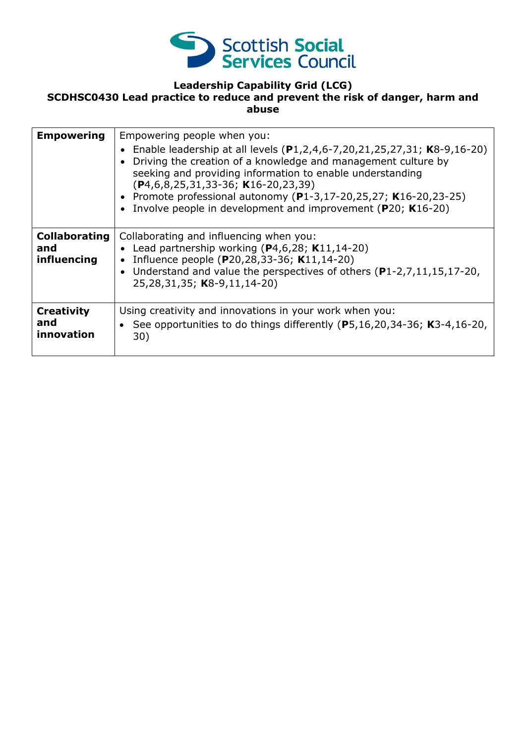Scottish Social Services Council

## Leadership Capability Grid (LCG)

## SCDHSC0430 Lead practice to reduce and prevent the risk of danger, harm and abuse

| | |
|---|---|
| **Empowering** | Empowering people when you:<br>• Enable leadership at all levels (**P**1,2,4,6-7,20,21,25,27,31; **K**8-9,16-20)<br>• Driving the creation of a knowledge and management culture by seeking and providing information to enable understanding (**P**4,6,8,25,31,33-36; **K**16-20,23,39)<br>• Promote professional autonomy (**P**1-3,17-20,25,27; **K**16-20,23-25)<br>• Involve people in development and improvement (**P**20; **K**16-20) |
| **Collaborating and influencing** | Collaborating and influencing when you:<br>• Lead partnership working (**P**4,6,28; **K**11,14-20)<br>• Influence people (**P**20,28,33-36; **K**11,14-20)<br>• Understand and value the perspectives of others (**P**1-2,7,11,15,17-20, 25,28,31,35; **K**8-9,11,14-20) |
| **Creativity and innovation** | Using creativity and innovations in your work when you:<br>• See opportunities to do things differently (**P**5,16,20,34-36; **K**3-4,16-20, 30) |